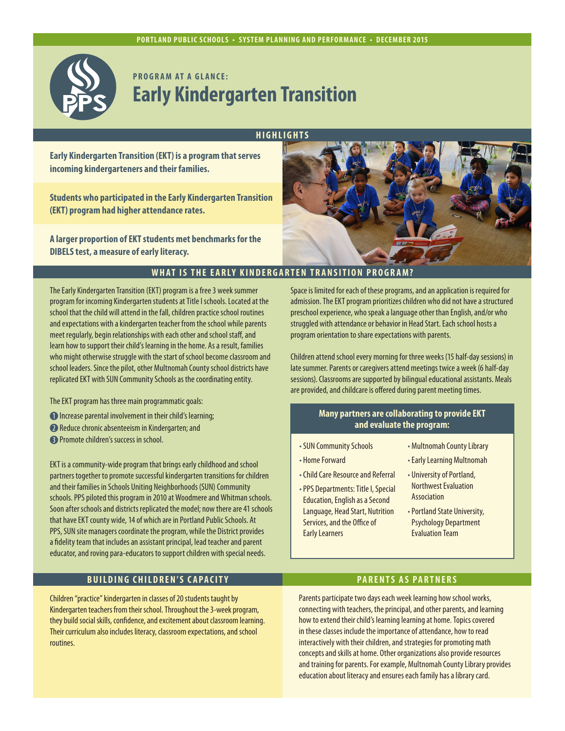PORTLAND PUBLIC SCHOOLS • SYSTEM PLANNING AND PERFORMANCE • DECEMBER 2015

**PROGRAM AT A GLANCE:**

# Early Kindergarten Transition

## HIGHLIGHTS

**Early Kindergarten Transition (EKT) is a program that serves incoming kindergarteners and their families.**

**Students who participated in the Early Kindergarten Transition (EKT) program had higher attendance rates.**

**A larger proportion of EKT students met benchmarks for the DIBELS test, a measure of early literacy.**

## WHAT IS THE EARLY KINDERGARTEN TRANSITION PROGRAM?

The Early Kindergarten Transition (EKT) program is a free 3 week summer program for incoming Kindergarten students at Title I schools. Located at the school that the child will attend in the fall, children practice school routines and expectations with a kindergarten teacher from the school while parents meet regularly, begin relationships with each other and school staff, and learn how to support their child's learning in the home. As a result, families who might otherwise struggle with the start of school become classroom and school leaders. Since the pilot, other Multnomah County school districts have replicated EKT with SUN Community Schools as the coordinating entity.

The EKT program has three main programmatic goals:

1. Increase parental involvement in their child's learning;
2. Reduce chronic absenteeism in Kindergarten; and
3. Promote children's success in school.

EKT is a community-wide program that brings early childhood and school partners together to promote successful kindergarten transitions for children and their families in Schools Uniting Neighborhoods (SUN) Community schools. PPS piloted this program in 2010 at Woodmere and Whitman schools. Soon after schools and districts replicated the model; now there are 41 schools that have EKT county wide, 14 of which are in Portland Public Schools. At PPS, SUN site managers coordinate the program, while the District provides a fidelity team that includes an assistant principal, lead teacher and parent educator, and roving para-educators to support children with special needs.

Space is limited for each of these programs, and an application is required for admission. The EKT program prioritizes children who did not have a structured preschool experience, who speak a language other than English, and/or who struggled with attendance or behavior in Head Start. Each school hosts a program orientation to share expectations with parents.

Children attend school every morning for three weeks (15 half-day sessions) in late summer. Parents or caregivers attend meetings twice a week (6 half-day sessions). Classrooms are supported by bilingual educational assistants. Meals are provided, and childcare is offered during parent meeting times.

### Many partners are collaborating to provide EKT and evaluate the program:

- SUN Community Schools
- Home Forward
- Child Care Resource and Referral
- PPS Departments: Title I, Special Education, English as a Second Language, Head Start, Nutrition Services, and the Office of Early Learners
- Multnomah County Library
- Early Learning Multnomah
- University of Portland, Northwest Evaluation Association
- Portland State University, Psychology Department Evaluation Team

## BUILDING CHILDREN'S CAPACITY

Children "practice" kindergarten in classes of 20 students taught by Kindergarten teachers from their school. Throughout the 3-week program, they build social skills, confidence, and excitement about classroom learning. Their curriculum also includes literacy, classroom expectations, and school routines.

## PARENTS AS PARTNERS

Parents participate two days each week learning how school works, connecting with teachers, the principal, and other parents, and learning how to extend their child's learning learning at home. Topics covered in these classes include the importance of attendance, how to read interactively with their children, and strategies for promoting math concepts and skills at home. Other organizations also provide resources and training for parents. For example, Multnomah County Library provides education about literacy and ensures each family has a library card.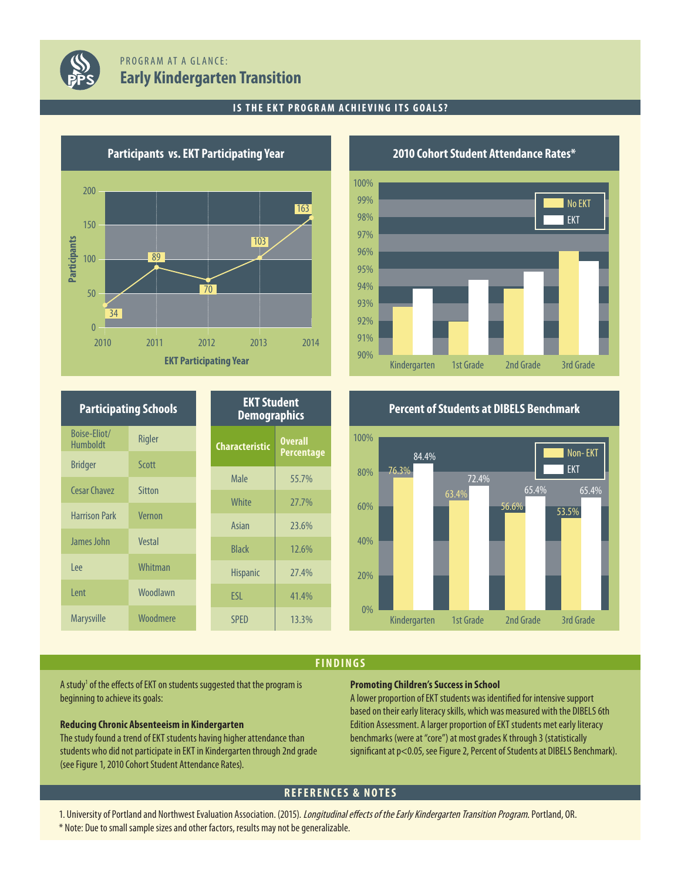PROGRAM AT A GLANCE:

# Early Kindergarten Transition

## IS THE EKT PROGRAM ACHIEVING ITS GOALS?

### Participants vs. EKT Participating Year

Participants

200
150
100
50
0

34
89
70
103
163

2010
2011
2012
2013
2014

EKT Participating Year

### 2010 Cohort Student Attendance Rates*

100%
99%
98%
97%
96%
95%
94%
93%
92%
91%
90%

No EKT
EKT

Kindergarten
1st Grade
2nd Grade
3rd Grade

### Participating Schools

| | |
|---|---|
| Boise-Eliot/ Humboldt | Rigler |
| Bridger | Scott |
| Cesar Chavez | Sitton |
| Harrison Park | Vernon |
| James John | Vestal |
| Lee | Whitman |
| Lent | Woodlawn |
| Marysville | Woodmere |

### EKT Student Demographics

| Characteristic | Overall Percentage |
|---|---|
| Male | 55.7% |
| White | 27.7% |
| Asian | 23.6% |
| Black | 12.6% |
| Hispanic | 27.4% |
| ESL | 41.4% |
| SPED | 13.3% |

### Percent of Students at DIBELS Benchmark

100%
80%
60%
40%
20%
0%

Non- EKT
EKT

76.3%
84.4%
63.4%
72.4%
56.6%
65.4%
53.5%
65.4%

Kindergarten
1st Grade
2nd Grade
3rd Grade

## FINDINGS

A study[1] of the effects of EKT on students suggested that the program is beginning to achieve its goals:

**Reducing Chronic Absenteeism in Kindergarten**
The study found a trend of EKT students having higher attendance than students who did not participate in EKT in Kindergarten through 2nd grade (see Figure 1, 2010 Cohort Student Attendance Rates).

**Promoting Children's Success in School**
A lower proportion of EKT students was identified for intensive support based on their early literacy skills, which was measured with the DIBELS 6th Edition Assessment. A larger proportion of EKT students met early literacy benchmarks (were at "core") at most grades K through 3 (statistically significant at $p<0.05$, see Figure 2, Percent of Students at DIBELS Benchmark).

## REFERENCES & NOTES

1. University of Portland and Northwest Evaluation Association. (2015). *Longitudinal effects of the Early Kindergarten Transition Program.* Portland, OR.

\* Note: Due to small sample sizes and other factors, results may not be generalizable.